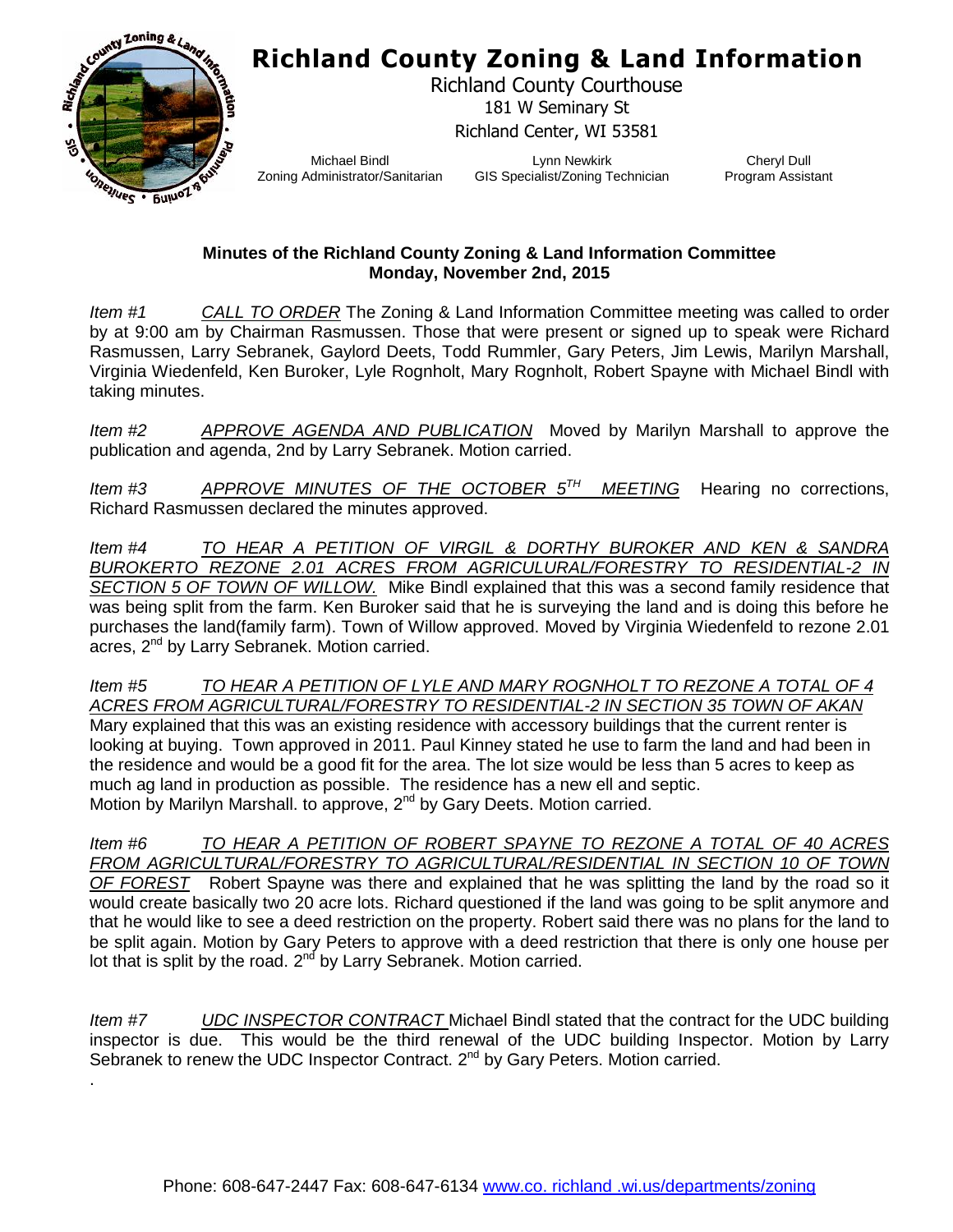# Richland County Zoning & Land Information

Richland County Courthouse
181 W Seminary St
Richland Center, WI 53581

| Michael Bindl | Lynn Newkirk | Cheryl Dull |
|---|---|---|
| Zoning Administrator/Sanitarian | GIS Specialist/Zoning Technician | Program Assistant |

**Minutes of the Richland County Zoning & Land Information Committee**
**Monday, November 2nd, 2015**

*Item #1* *CALL TO ORDER* The Zoning & Land Information Committee meeting was called to order by at 9:00 am by Chairman Rasmussen. Those that were present or signed up to speak were Richard Rasmussen, Larry Sebranek, Gaylord Deets, Todd Rummler, Gary Peters, Jim Lewis, Marilyn Marshall, Virginia Wiedenfeld, Ken Buroker, Lyle Rognholt, Mary Rognholt, Robert Spayne with Michael Bindl with taking minutes.

*Item #2* *APPROVE AGENDA AND PUBLICATION* Moved by Marilyn Marshall to approve the publication and agenda, 2nd by Larry Sebranek. Motion carried.

*Item #3* *APPROVE MINUTES OF THE OCTOBER 5TH MEETING* Hearing no corrections, Richard Rasmussen declared the minutes approved.

*Item #4* *TO HEAR A PETITION OF VIRGIL & DORTHY BUROKER AND KEN & SANDRA BUROKERTO REZONE 2.01 ACRES FROM AGRICULURAL/FORESTRY TO RESIDENTIAL-2 IN SECTION 5 OF TOWN OF WILLOW.* Mike Bindl explained that this was a second family residence that was being split from the farm. Ken Buroker said that he is surveying the land and is doing this before he purchases the land(family farm). Town of Willow approved. Moved by Virginia Wiedenfeld to rezone 2.01 acres, 2nd by Larry Sebranek. Motion carried.

*Item #5* *TO HEAR A PETITION OF LYLE AND MARY ROGNHOLT TO REZONE A TOTAL OF 4 ACRES FROM AGRICULTURAL/FORESTRY TO RESIDENTIAL-2 IN SECTION 35 TOWN OF AKAN* Mary explained that this was an existing residence with accessory buildings that the current renter is looking at buying. Town approved in 2011. Paul Kinney stated he use to farm the land and had been in the residence and would be a good fit for the area. The lot size would be less than 5 acres to keep as much ag land in production as possible. The residence has a new ell and septic. Motion by Marilyn Marshall. to approve, 2nd by Gary Deets. Motion carried.

*Item #6* *TO HEAR A PETITION OF ROBERT SPAYNE TO REZONE A TOTAL OF 40 ACRES FROM AGRICULTURAL/FORESTRY TO AGRICULTURAL/RESIDENTIAL IN SECTION 10 OF TOWN OF FOREST* Robert Spayne was there and explained that he was splitting the land by the road so it would create basically two 20 acre lots. Richard questioned if the land was going to be split anymore and that he would like to see a deed restriction on the property. Robert said there was no plans for the land to be split again. Motion by Gary Peters to approve with a deed restriction that there is only one house per lot that is split by the road. 2nd by Larry Sebranek. Motion carried.

*Item #7* *UDC INSPECTOR CONTRACT* Michael Bindl stated that the contract for the UDC building inspector is due. This would be the third renewal of the UDC building Inspector. Motion by Larry Sebranek to renew the UDC Inspector Contract. 2nd by Gary Peters. Motion carried.

.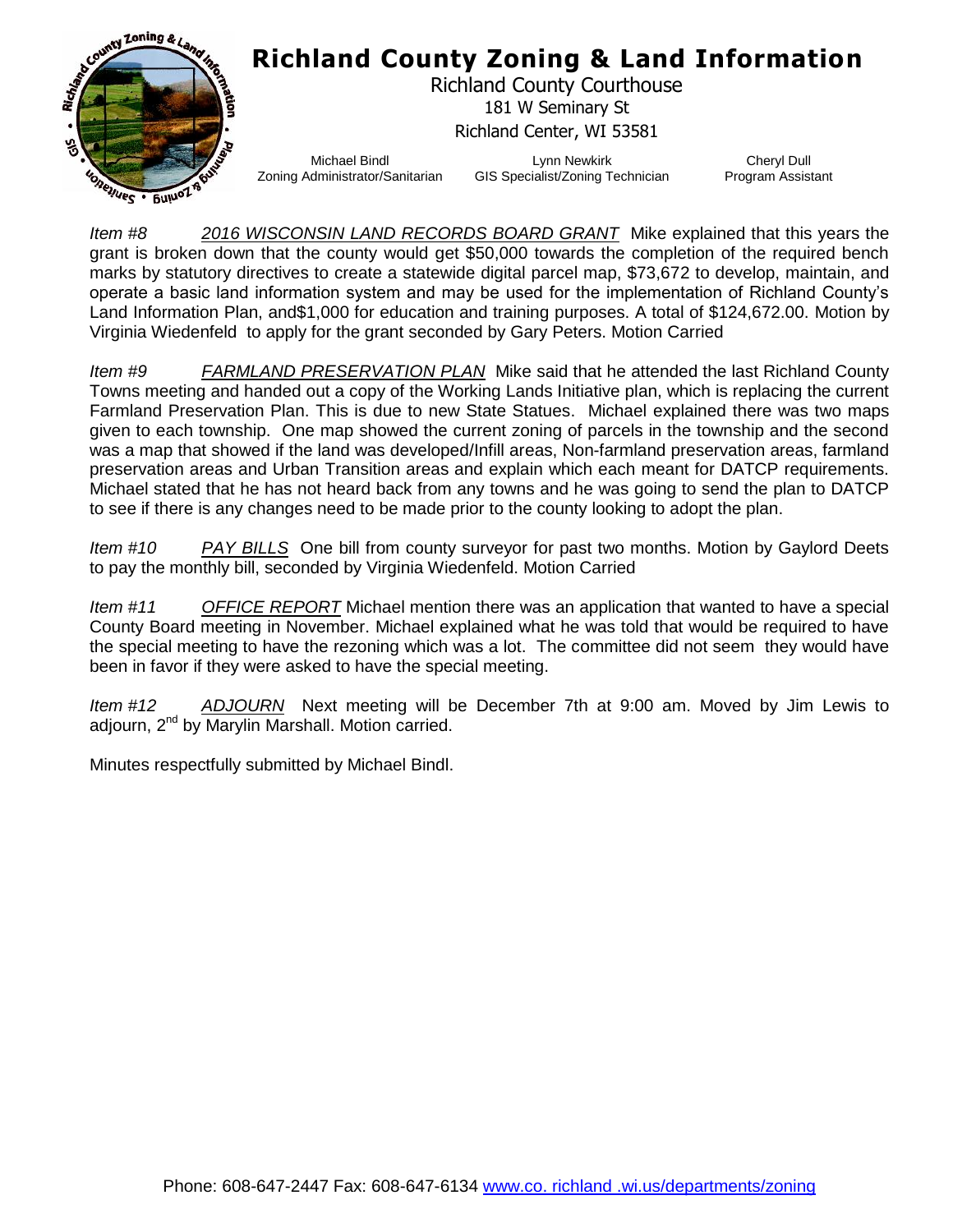# Richland County Zoning & Land Information

Richland County Courthouse
181 W Seminary St
Richland Center, WI 53581

Michael Bindl
Zoning Administrator/Sanitarian

Lynn Newkirk
GIS Specialist/Zoning Technician

Cheryl Dull
Program Assistant

*Item #8* _2016 WISCONSIN LAND RECORDS BOARD GRANT_ Mike explained that this years the grant is broken down that the county would get $50,000 towards the completion of the required bench marks by statutory directives to create a statewide digital parcel map, $73,672 to develop, maintain, and operate a basic land information system and may be used for the implementation of Richland County's Land Information Plan, and$1,000 for education and training purposes. A total of $124,672.00. Motion by Virginia Wiedenfeld to apply for the grant seconded by Gary Peters. Motion Carried

*Item #9* _FARMLAND PRESERVATION PLAN_ Mike said that he attended the last Richland County Towns meeting and handed out a copy of the Working Lands Initiative plan, which is replacing the current Farmland Preservation Plan. This is due to new State Statues. Michael explained there was two maps given to each township. One map showed the current zoning of parcels in the township and the second was a map that showed if the land was developed/Infill areas, Non-farmland preservation areas, farmland preservation areas and Urban Transition areas and explain which each meant for DATCP requirements. Michael stated that he has not heard back from any towns and he was going to send the plan to DATCP to see if there is any changes need to be made prior to the county looking to adopt the plan.

*Item #10* _PAY BILLS_ One bill from county surveyor for past two months. Motion by Gaylord Deets to pay the monthly bill, seconded by Virginia Wiedenfeld. Motion Carried

*Item #11* _OFFICE REPORT_ Michael mention there was an application that wanted to have a special County Board meeting in November. Michael explained what he was told that would be required to have the special meeting to have the rezoning which was a lot. The committee did not seem they would have been in favor if they were asked to have the special meeting.

*Item #12* _ADJOURN_ Next meeting will be December 7th at 9:00 am. Moved by Jim Lewis to adjourn, 2nd by Marylin Marshall. Motion carried.

Minutes respectfully submitted by Michael Bindl.

Phone: 608-647-2447 Fax: 608-647-6134 www.co. richland .wi.us/departments/zoning